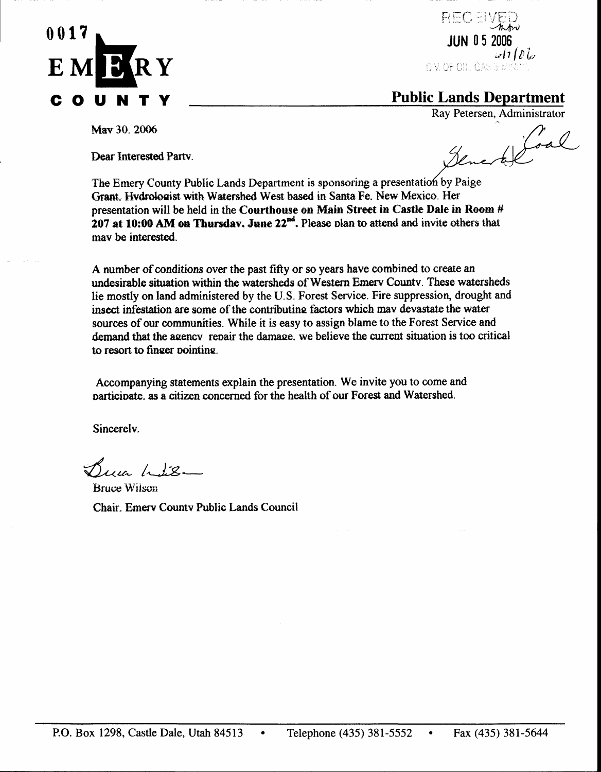0017

# EMERY COUNTY

RECEIVED
JUN 05 2006
DIV. OF OIL, GAS & MINING

## Public Lands Department

Ray Petersen, Administrator

General Coal

May 30, 2006

Dear Interested Party,

The Emery County Public Lands Department is sponsoring a presentation by Paige Grant, Hydrologist with Watershed West based in Santa Fe, New Mexico. Her presentation will be held in the **Courthouse on Main Street in Castle Dale in Room # 207 at 10:00 AM on Thursday, June 22nd**. Please plan to attend and invite others that may be interested.

A number of conditions over the past fifty or so years have combined to create an undesirable situation within the watersheds of Western Emery County. These watersheds lie mostly on land administered by the U.S. Forest Service. Fire suppression, drought and insect infestation are some of the contributing factors which may devastate the water sources of our communities. While it is easy to assign blame to the Forest Service and demand that the agency repair the damage, we believe the current situation is too critical to resort to finger pointing.

Accompanying statements explain the presentation. We invite you to come and participate, as a citizen concerned for the health of our Forest and Watershed.

Sincerely,

Bruce Wilson

Chair, Emery County Public Lands Council

P.O. Box 1298, Castle Dale, Utah 84513 • Telephone (435) 381-5552 • Fax (435) 381-5644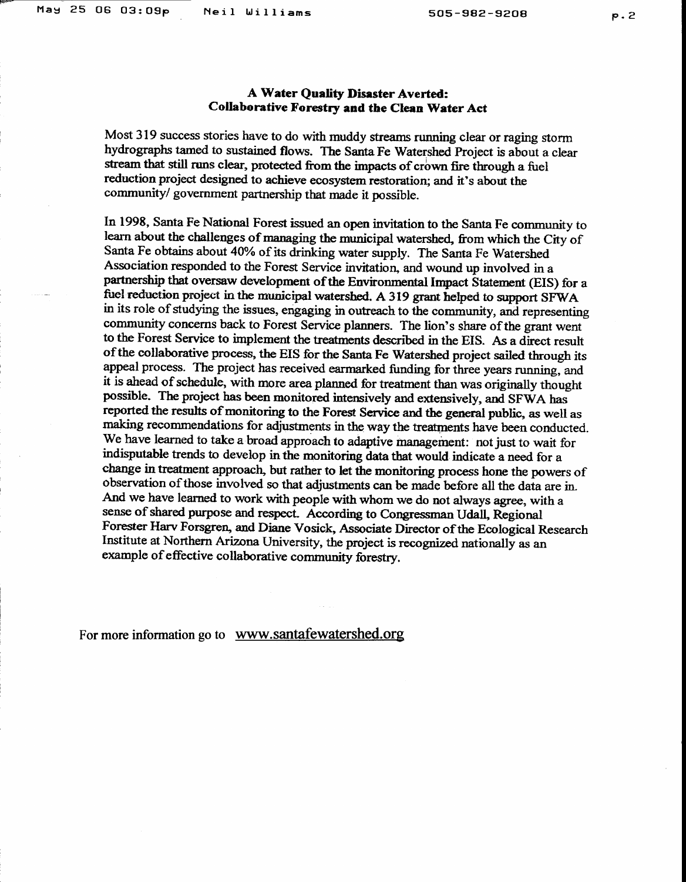**A Water Quality Disaster Averted:**
**Collaborative Forestry and the Clean Water Act**

Most 319 success stories have to do with muddy streams running clear or raging storm hydrographs tamed to sustained flows. The Santa Fe Watershed Project is about a clear stream that still runs clear, protected from the impacts of crown fire through a fuel reduction project designed to achieve ecosystem restoration; and it's about the community/ government partnership that made it possible.

In 1998, Santa Fe National Forest issued an open invitation to the Santa Fe community to learn about the challenges of managing the municipal watershed, from which the City of Santa Fe obtains about 40% of its drinking water supply. The Santa Fe Watershed Association responded to the Forest Service invitation, and wound up involved in a partnership that oversaw development of the Environmental Impact Statement (EIS) for a fuel reduction project in the municipal watershed. A 319 grant helped to support SFWA in its role of studying the issues, engaging in outreach to the community, and representing community concerns back to Forest Service planners. The lion's share of the grant went to the Forest Service to implement the treatments described in the EIS. As a direct result of the collaborative process, the EIS for the Santa Fe Watershed project sailed through its appeal process. The project has received earmarked funding for three years running, and it is ahead of schedule, with more area planned for treatment than was originally thought possible. The project has been monitored intensively and extensively, and SFWA has reported the results of monitoring to the Forest Service and the general public, as well as making recommendations for adjustments in the way the treatments have been conducted. We have learned to take a broad approach to adaptive management: not just to wait for indisputable trends to develop in the monitoring data that would indicate a need for a change in treatment approach, but rather to let the monitoring process hone the powers of observation of those involved so that adjustments can be made before all the data are in. And we have learned to work with people with whom we do not always agree, with a sense of shared purpose and respect. According to Congressman Udall, Regional Forester Harv Forsgren, and Diane Vosick, Associate Director of the Ecological Research Institute at Northern Arizona University, the project is recognized nationally as an example of effective collaborative community forestry.

For more information go to www.santafewatershed.org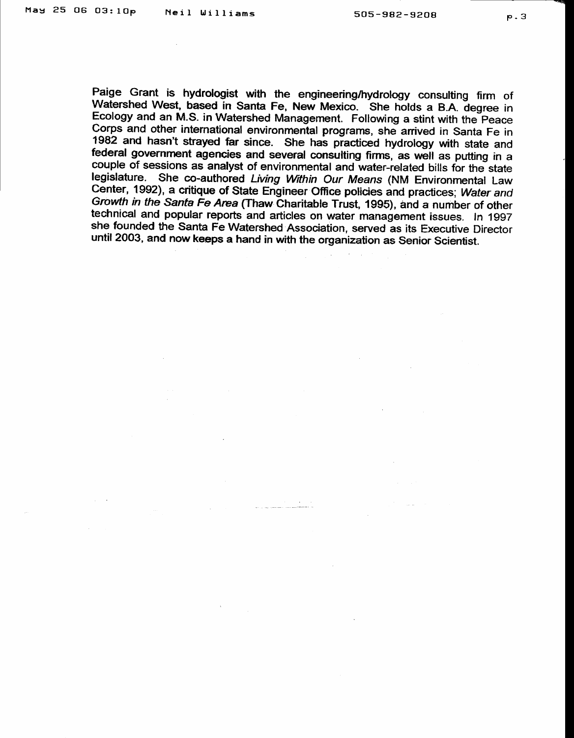Paige Grant is hydrologist with the engineering/hydrology consulting firm of Watershed West, based in Santa Fe, New Mexico. She holds a B.A. degree in Ecology and an M.S. in Watershed Management. Following a stint with the Peace Corps and other international environmental programs, she arrived in Santa Fe in 1982 and hasn't strayed far since. She has practiced hydrology with state and federal government agencies and several consulting firms, as well as putting in a couple of sessions as analyst of environmental and water-related bills for the state legislature. She co-authored *Living Within Our Means* (NM Environmental Law Center, 1992), a critique of State Engineer Office policies and practices; *Water and Growth in the Santa Fe Area* (Thaw Charitable Trust, 1995), and a number of other technical and popular reports and articles on water management issues. In 1997 she founded the Santa Fe Watershed Association, served as its Executive Director until 2003, and now keeps a hand in with the organization as Senior Scientist.